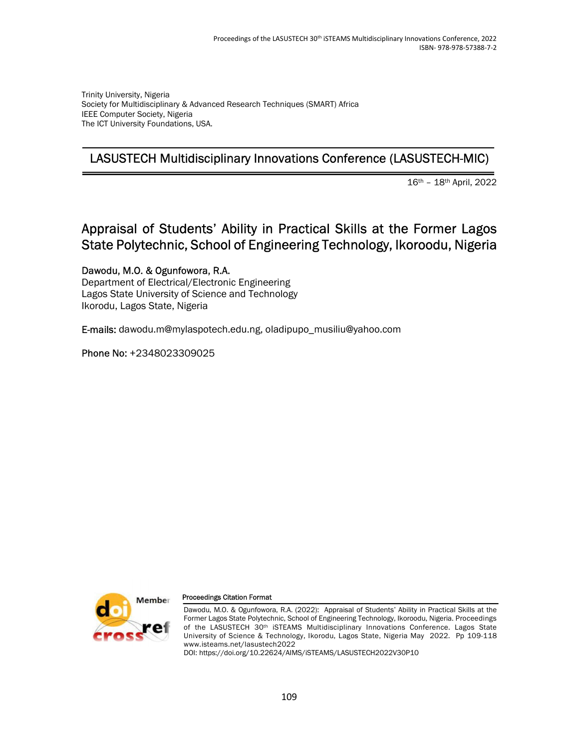Trinity University, Nigeria
Society for Multidisciplinary & Advanced Research Techniques (SMART) Africa
IEEE Computer Society, Nigeria
The ICT University Foundations, USA.

## LASUSTECH Multidisciplinary Innovations Conference (LASUSTECH-MIC)

16th – 18th April, 2022

# Appraisal of Students' Ability in Practical Skills at the Former Lagos State Polytechnic, School of Engineering Technology, Ikoroodu, Nigeria

**Dawodu, M.O. & Ogunfowora, R.A.**
Department of Electrical/Electronic Engineering
Lagos State University of Science and Technology
Ikorodu, Lagos State, Nigeria

**E-mails:** dawodu.m@mylaspotech.edu.ng, oladipupo_musiliu@yahoo.com

**Phone No:** +2348023309025

**Proceedings Citation Format**

Dawodu, M.O. & Ogunfowora, R.A. (2022): Appraisal of Students' Ability in Practical Skills at the Former Lagos State Polytechnic, School of Engineering Technology, Ikoroodu, Nigeria. Proceedings of the LASUSTECH 30th iSTEAMS Multidisciplinary Innovations Conference. Lagos State University of Science & Technology, Ikorodu, Lagos State, Nigeria May 2022. Pp 109-118 www.isteams.net/lasustech2022
DOI: https://doi.org/10.22624/AIMS/iSTEAMS/LASUSTECH2022V30P10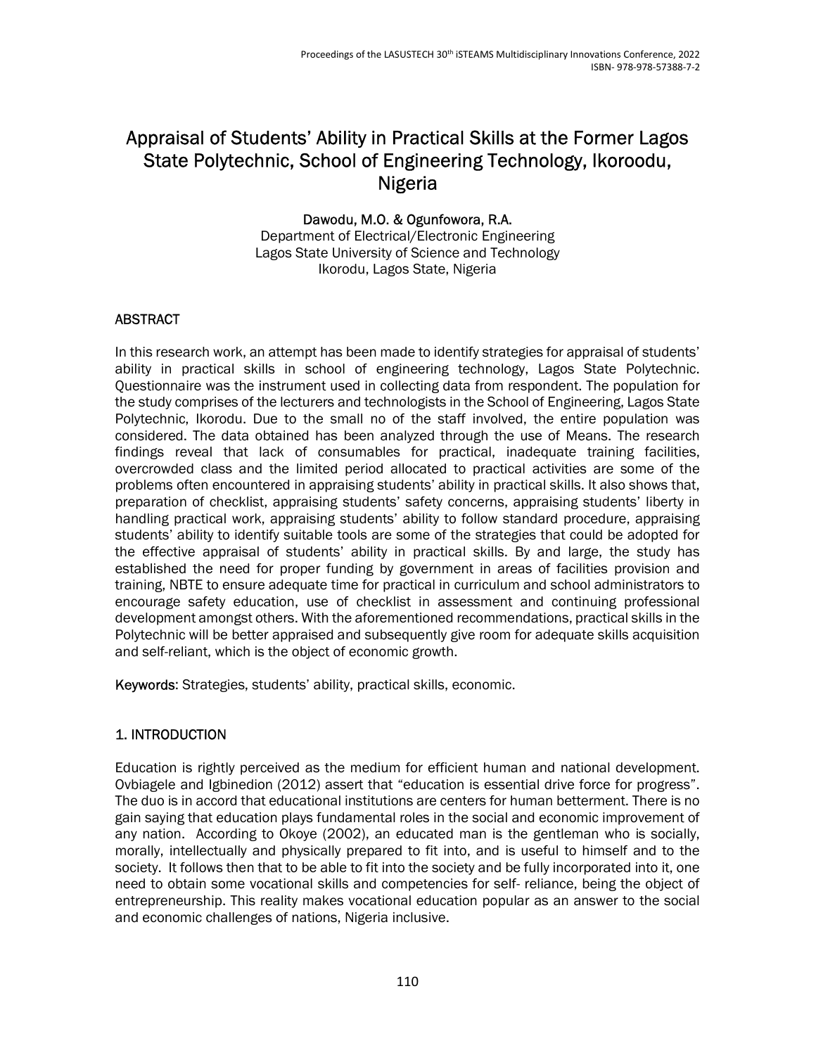# Appraisal of Students' Ability in Practical Skills at the Former Lagos State Polytechnic, School of Engineering Technology, Ikoroodu, Nigeria

**Dawodu, M.O. & Ogunfowora, R.A.**
Department of Electrical/Electronic Engineering
Lagos State University of Science and Technology
Ikorodu, Lagos State, Nigeria

## ABSTRACT

In this research work, an attempt has been made to identify strategies for appraisal of students' ability in practical skills in school of engineering technology, Lagos State Polytechnic. Questionnaire was the instrument used in collecting data from respondent. The population for the study comprises of the lecturers and technologists in the School of Engineering, Lagos State Polytechnic, Ikorodu. Due to the small no of the staff involved, the entire population was considered. The data obtained has been analyzed through the use of Means. The research findings reveal that lack of consumables for practical, inadequate training facilities, overcrowded class and the limited period allocated to practical activities are some of the problems often encountered in appraising students' ability in practical skills. It also shows that, preparation of checklist, appraising students' safety concerns, appraising students' liberty in handling practical work, appraising students' ability to follow standard procedure, appraising students' ability to identify suitable tools are some of the strategies that could be adopted for the effective appraisal of students' ability in practical skills. By and large, the study has established the need for proper funding by government in areas of facilities provision and training, NBTE to ensure adequate time for practical in curriculum and school administrators to encourage safety education, use of checklist in assessment and continuing professional development amongst others. With the aforementioned recommendations, practical skills in the Polytechnic will be better appraised and subsequently give room for adequate skills acquisition and self-reliant, which is the object of economic growth.

**Keywords**: Strategies, students' ability, practical skills, economic.

## 1. INTRODUCTION

Education is rightly perceived as the medium for efficient human and national development. Ovbiagele and Igbinedion (2012) assert that "education is essential drive force for progress". The duo is in accord that educational institutions are centers for human betterment. There is no gain saying that education plays fundamental roles in the social and economic improvement of any nation. According to Okoye (2002), an educated man is the gentleman who is socially, morally, intellectually and physically prepared to fit into, and is useful to himself and to the society. It follows then that to be able to fit into the society and be fully incorporated into it, one need to obtain some vocational skills and competencies for self- reliance, being the object of entrepreneurship. This reality makes vocational education popular as an answer to the social and economic challenges of nations, Nigeria inclusive.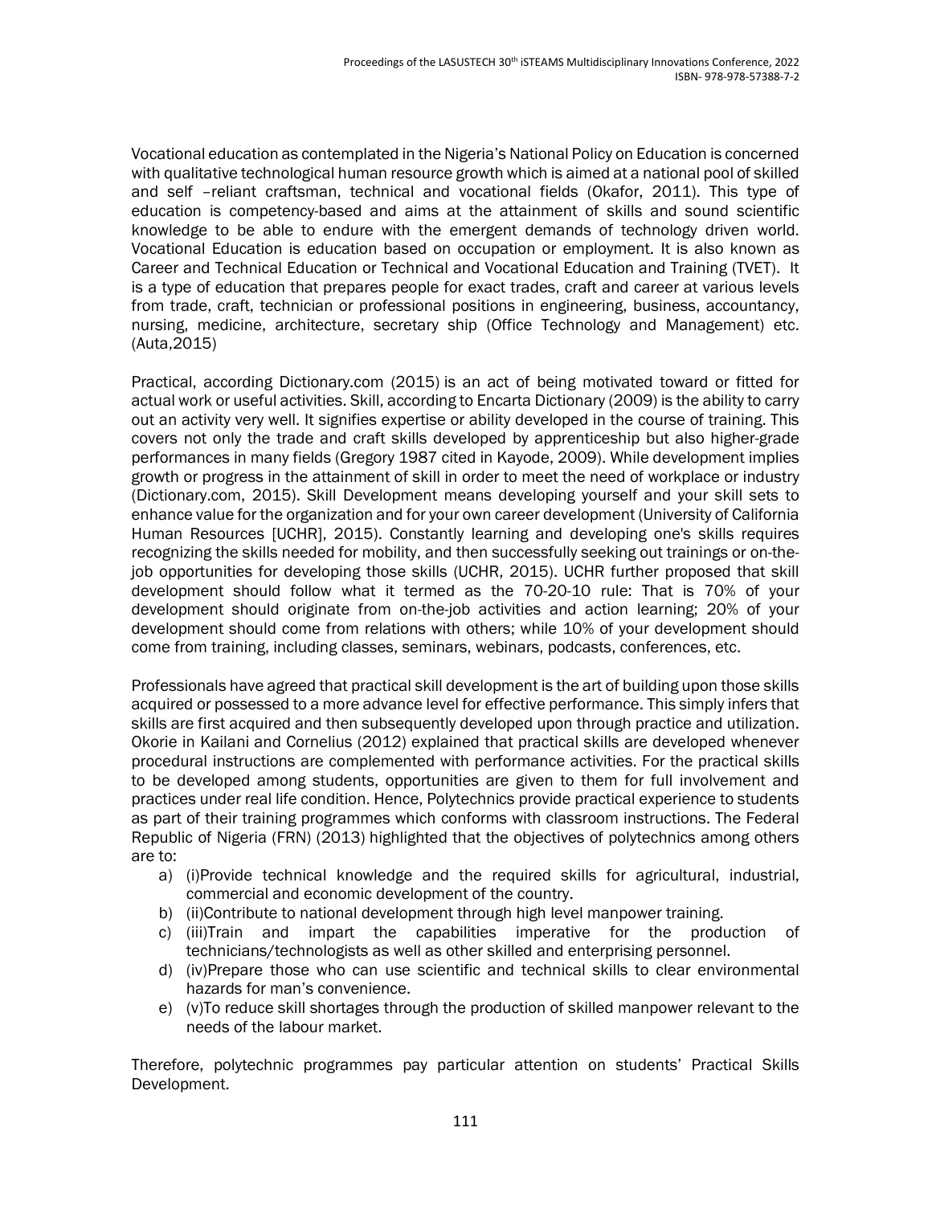Vocational education as contemplated in the Nigeria's National Policy on Education is concerned with qualitative technological human resource growth which is aimed at a national pool of skilled and self –reliant craftsman, technical and vocational fields (Okafor, 2011). This type of education is competency-based and aims at the attainment of skills and sound scientific knowledge to be able to endure with the emergent demands of technology driven world. Vocational Education is education based on occupation or employment. It is also known as Career and Technical Education or Technical and Vocational Education and Training (TVET). It is a type of education that prepares people for exact trades, craft and career at various levels from trade, craft, technician or professional positions in engineering, business, accountancy, nursing, medicine, architecture, secretary ship (Office Technology and Management) etc. (Auta,2015)

Practical, according Dictionary.com (2015) is an act of being motivated toward or fitted for actual work or useful activities. Skill, according to Encarta Dictionary (2009) is the ability to carry out an activity very well. It signifies expertise or ability developed in the course of training. This covers not only the trade and craft skills developed by apprenticeship but also higher-grade performances in many fields (Gregory 1987 cited in Kayode, 2009). While development implies growth or progress in the attainment of skill in order to meet the need of workplace or industry (Dictionary.com, 2015). Skill Development means developing yourself and your skill sets to enhance value for the organization and for your own career development (University of California Human Resources [UCHR], 2015). Constantly learning and developing one's skills requires recognizing the skills needed for mobility, and then successfully seeking out trainings or on-the-job opportunities for developing those skills (UCHR, 2015). UCHR further proposed that skill development should follow what it termed as the 70-20-10 rule: That is 70% of your development should originate from on-the-job activities and action learning; 20% of your development should come from relations with others; while 10% of your development should come from training, including classes, seminars, webinars, podcasts, conferences, etc.

Professionals have agreed that practical skill development is the art of building upon those skills acquired or possessed to a more advance level for effective performance. This simply infers that skills are first acquired and then subsequently developed upon through practice and utilization. Okorie in Kailani and Cornelius (2012) explained that practical skills are developed whenever procedural instructions are complemented with performance activities. For the practical skills to be developed among students, opportunities are given to them for full involvement and practices under real life condition. Hence, Polytechnics provide practical experience to students as part of their training programmes which conforms with classroom instructions. The Federal Republic of Nigeria (FRN) (2013) highlighted that the objectives of polytechnics among others are to:

a) (i)Provide technical knowledge and the required skills for agricultural, industrial, commercial and economic development of the country.
b) (ii)Contribute to national development through high level manpower training.
c) (iii)Train and impart the capabilities imperative for the production of technicians/technologists as well as other skilled and enterprising personnel.
d) (iv)Prepare those who can use scientific and technical skills to clear environmental hazards for man's convenience.
e) (v)To reduce skill shortages through the production of skilled manpower relevant to the needs of the labour market.

Therefore, polytechnic programmes pay particular attention on students' Practical Skills Development.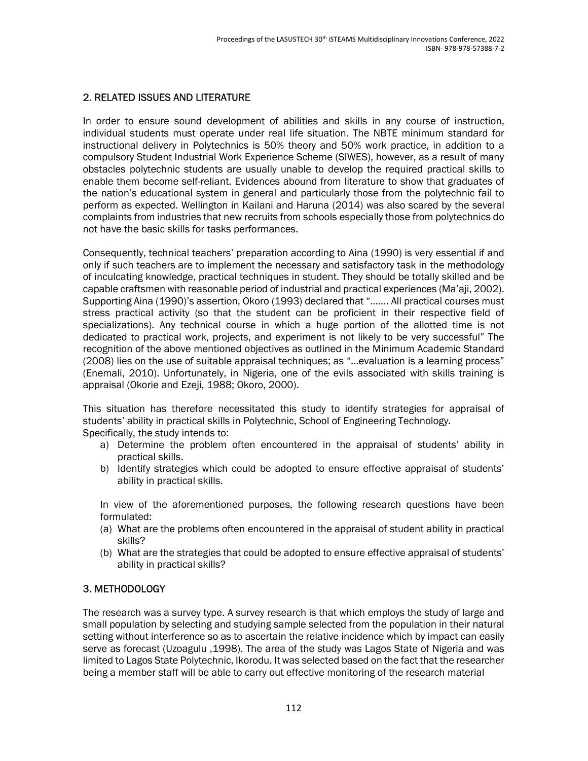## 2. RELATED ISSUES AND LITERATURE

In order to ensure sound development of abilities and skills in any course of instruction, individual students must operate under real life situation. The NBTE minimum standard for instructional delivery in Polytechnics is 50% theory and 50% work practice, in addition to a compulsory Student Industrial Work Experience Scheme (SIWES), however, as a result of many obstacles polytechnic students are usually unable to develop the required practical skills to enable them become self-reliant. Evidences abound from literature to show that graduates of the nation's educational system in general and particularly those from the polytechnic fail to perform as expected. Wellington in Kailani and Haruna (2014) was also scared by the several complaints from industries that new recruits from schools especially those from polytechnics do not have the basic skills for tasks performances.

Consequently, technical teachers' preparation according to Aina (1990) is very essential if and only if such teachers are to implement the necessary and satisfactory task in the methodology of inculcating knowledge, practical techniques in student. They should be totally skilled and be capable craftsmen with reasonable period of industrial and practical experiences (Ma'aji, 2002). Supporting Aina (1990)'s assertion, Okoro (1993) declared that "……. All practical courses must stress practical activity (so that the student can be proficient in their respective field of specializations). Any technical course in which a huge portion of the allotted time is not dedicated to practical work, projects, and experiment is not likely to be very successful" The recognition of the above mentioned objectives as outlined in the Minimum Academic Standard (2008) lies on the use of suitable appraisal techniques; as "…evaluation is a learning process" (Enemali, 2010). Unfortunately, in Nigeria, one of the evils associated with skills training is appraisal (Okorie and Ezeji, 1988; Okoro, 2000).

This situation has therefore necessitated this study to identify strategies for appraisal of students' ability in practical skills in Polytechnic, School of Engineering Technology. Specifically, the study intends to:

a) Determine the problem often encountered in the appraisal of students' ability in practical skills.
b) Identify strategies which could be adopted to ensure effective appraisal of students' ability in practical skills.

In view of the aforementioned purposes, the following research questions have been formulated:

(a) What are the problems often encountered in the appraisal of student ability in practical skills?
(b) What are the strategies that could be adopted to ensure effective appraisal of students' ability in practical skills?

## 3. METHODOLOGY

The research was a survey type. A survey research is that which employs the study of large and small population by selecting and studying sample selected from the population in their natural setting without interference so as to ascertain the relative incidence which by impact can easily serve as forecast (Uzoagulu ,1998). The area of the study was Lagos State of Nigeria and was limited to Lagos State Polytechnic, Ikorodu. It was selected based on the fact that the researcher being a member staff will be able to carry out effective monitoring of the research material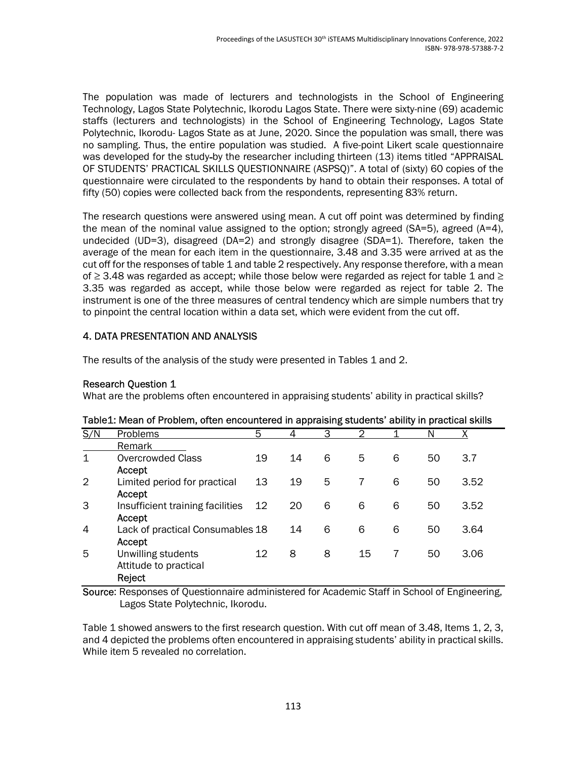The population was made of lecturers and technologists in the School of Engineering Technology, Lagos State Polytechnic, Ikorodu Lagos State. There were sixty-nine (69) academic staffs (lecturers and technologists) in the School of Engineering Technology, Lagos State Polytechnic, Ikorodu- Lagos State as at June, 2020. Since the population was small, there was no sampling. Thus, the entire population was studied. A five-point Likert scale questionnaire was developed for the study by the researcher including thirteen (13) items titled "APPRAISAL OF STUDENTS' PRACTICAL SKILLS QUESTIONNAIRE (ASPSQ)". A total of (sixty) 60 copies of the questionnaire were circulated to the respondents by hand to obtain their responses. A total of fifty (50) copies were collected back from the respondents, representing 83% return.

The research questions were answered using mean. A cut off point was determined by finding the mean of the nominal value assigned to the option; strongly agreed (SA=5), agreed (A=4), undecided (UD=3), disagreed (DA=2) and strongly disagree (SDA=1). Therefore, taken the average of the mean for each item in the questionnaire, 3.48 and 3.35 were arrived at as the cut off for the responses of table 1 and table 2 respectively. Any response therefore, with a mean of ≥ 3.48 was regarded as accept; while those below were regarded as reject for table 1 and ≥ 3.35 was regarded as accept, while those below were regarded as reject for table 2. The instrument is one of the three measures of central tendency which are simple numbers that try to pinpoint the central location within a data set, which were evident from the cut off.

## 4. DATA PRESENTATION AND ANALYSIS

The results of the analysis of the study were presented in Tables 1 and 2.

### Research Question 1

What are the problems often encountered in appraising students' ability in practical skills?

Table1: Mean of Problem, often encountered in appraising students' ability in practical skills

| S/N | Problems | 5 | 4 | 3 | 2 | 1 | N | X | Remark |
|---|---|---|---|---|---|---|---|---|---|
| 1 | Overcrowded Class | 19 | 14 | 6 | 5 | 6 | 50 | 3.7 | Accept |
| 2 | Limited period for practical | 13 | 19 | 5 | 7 | 6 | 50 | 3.52 | Accept |
| 3 | Insufficient training facilities | 12 | 20 | 6 | 6 | 6 | 50 | 3.52 | Accept |
| 4 | Lack of practical Consumables | 18 | 14 | 6 | 6 | 6 | 50 | 3.64 | Accept |
| 5 | Unwilling students Attitude to practical | 12 | 8 | 8 | 15 | 7 | 50 | 3.06 | Reject |

Source: Responses of Questionnaire administered for Academic Staff in School of Engineering, Lagos State Polytechnic, Ikorodu.

Table 1 showed answers to the first research question. With cut off mean of 3.48, Items 1, 2, 3, and 4 depicted the problems often encountered in appraising students' ability in practical skills. While item 5 revealed no correlation.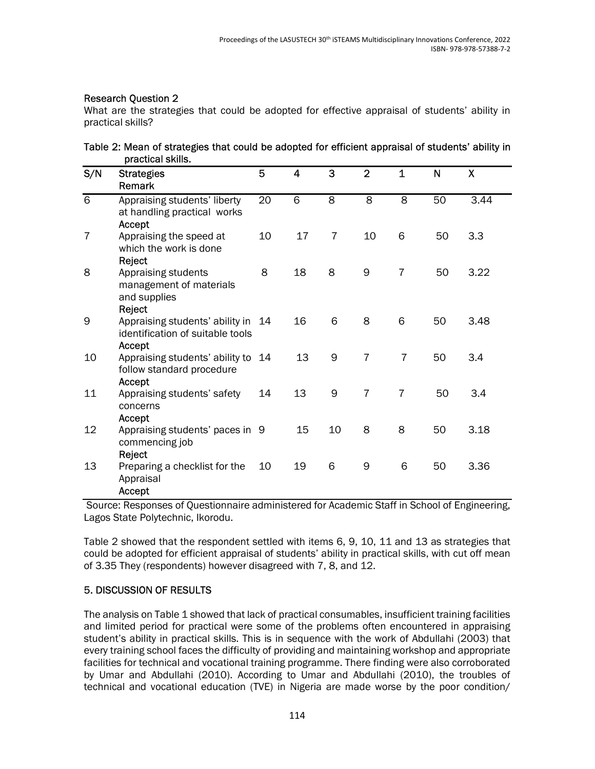### Research Question 2

What are the strategies that could be adopted for effective appraisal of students' ability in practical skills?

Table 2: Mean of strategies that could be adopted for efficient appraisal of students' ability in practical skills.

| S/N | Strategies Remark | 5 | 4 | 3 | 2 | 1 | N | X |
|---|---|---|---|---|---|---|---|---|
| 6 | Appraising students' liberty at handling practical works Accept | 20 | 6 | 8 | 8 | 8 | 50 | 3.44 |
| 7 | Appraising the speed at which the work is done Reject | 10 | 17 | 7 | 10 | 6 | 50 | 3.3 |
| 8 | Appraising students management of materials and supplies Reject | 8 | 18 | 8 | 9 | 7 | 50 | 3.22 |
| 9 | Appraising students' ability in identification of suitable tools Accept | 14 | 16 | 6 | 8 | 6 | 50 | 3.48 |
| 10 | Appraising students' ability to follow standard procedure Accept | 14 | 13 | 9 | 7 | 7 | 50 | 3.4 |
| 11 | Appraising students' safety concerns Accept | 14 | 13 | 9 | 7 | 7 | 50 | 3.4 |
| 12 | Appraising students' paces in commencing job Reject | 9 | 15 | 10 | 8 | 8 | 50 | 3.18 |
| 13 | Preparing a checklist for the Appraisal Accept | 10 | 19 | 6 | 9 | 6 | 50 | 3.36 |

Source: Responses of Questionnaire administered for Academic Staff in School of Engineering, Lagos State Polytechnic, Ikorodu.

Table 2 showed that the respondent settled with items 6, 9, 10, 11 and 13 as strategies that could be adopted for efficient appraisal of students' ability in practical skills, with cut off mean of 3.35 They (respondents) however disagreed with 7, 8, and 12.

## 5. DISCUSSION OF RESULTS

The analysis on Table 1 showed that lack of practical consumables, insufficient training facilities and limited period for practical were some of the problems often encountered in appraising student's ability in practical skills. This is in sequence with the work of Abdullahi (2003) that every training school faces the difficulty of providing and maintaining workshop and appropriate facilities for technical and vocational training programme. There finding were also corroborated by Umar and Abdullahi (2010). According to Umar and Abdullahi (2010), the troubles of technical and vocational education (TVE) in Nigeria are made worse by the poor condition/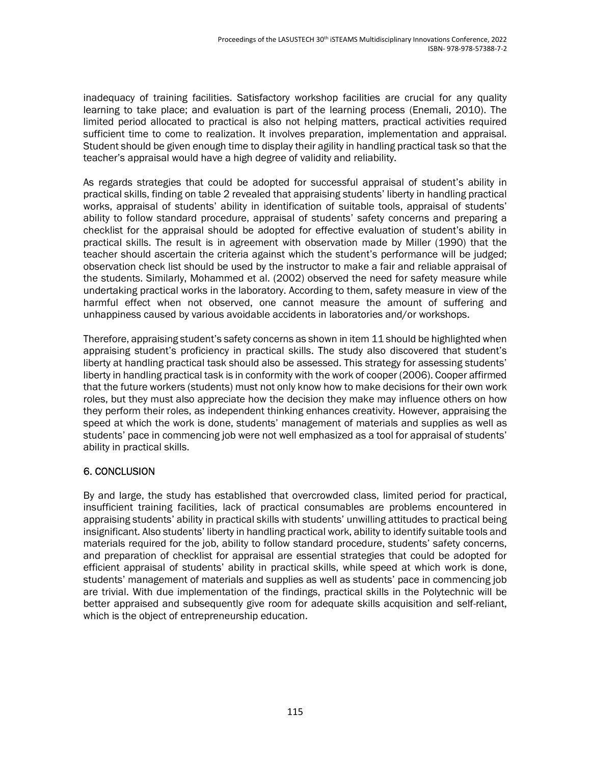inadequacy of training facilities. Satisfactory workshop facilities are crucial for any quality learning to take place; and evaluation is part of the learning process (Enemali, 2010). The limited period allocated to practical is also not helping matters, practical activities required sufficient time to come to realization. It involves preparation, implementation and appraisal. Student should be given enough time to display their agility in handling practical task so that the teacher's appraisal would have a high degree of validity and reliability.

As regards strategies that could be adopted for successful appraisal of student's ability in practical skills, finding on table 2 revealed that appraising students' liberty in handling practical works, appraisal of students' ability in identification of suitable tools, appraisal of students' ability to follow standard procedure, appraisal of students' safety concerns and preparing a checklist for the appraisal should be adopted for effective evaluation of student's ability in practical skills. The result is in agreement with observation made by Miller (1990) that the teacher should ascertain the criteria against which the student's performance will be judged; observation check list should be used by the instructor to make a fair and reliable appraisal of the students. Similarly, Mohammed et al. (2002) observed the need for safety measure while undertaking practical works in the laboratory. According to them, safety measure in view of the harmful effect when not observed, one cannot measure the amount of suffering and unhappiness caused by various avoidable accidents in laboratories and/or workshops.

Therefore, appraising student's safety concerns as shown in item 11 should be highlighted when appraising student's proficiency in practical skills. The study also discovered that student's liberty at handling practical task should also be assessed. This strategy for assessing students' liberty in handling practical task is in conformity with the work of cooper (2006). Cooper affirmed that the future workers (students) must not only know how to make decisions for their own work roles, but they must also appreciate how the decision they make may influence others on how they perform their roles, as independent thinking enhances creativity. However, appraising the speed at which the work is done, students' management of materials and supplies as well as students' pace in commencing job were not well emphasized as a tool for appraisal of students' ability in practical skills.

## 6. CONCLUSION

By and large, the study has established that overcrowded class, limited period for practical, insufficient training facilities, lack of practical consumables are problems encountered in appraising students' ability in practical skills with students' unwilling attitudes to practical being insignificant. Also students' liberty in handling practical work, ability to identify suitable tools and materials required for the job, ability to follow standard procedure, students' safety concerns, and preparation of checklist for appraisal are essential strategies that could be adopted for efficient appraisal of students' ability in practical skills, while speed at which work is done, students' management of materials and supplies as well as students' pace in commencing job are trivial. With due implementation of the findings, practical skills in the Polytechnic will be better appraised and subsequently give room for adequate skills acquisition and self-reliant, which is the object of entrepreneurship education.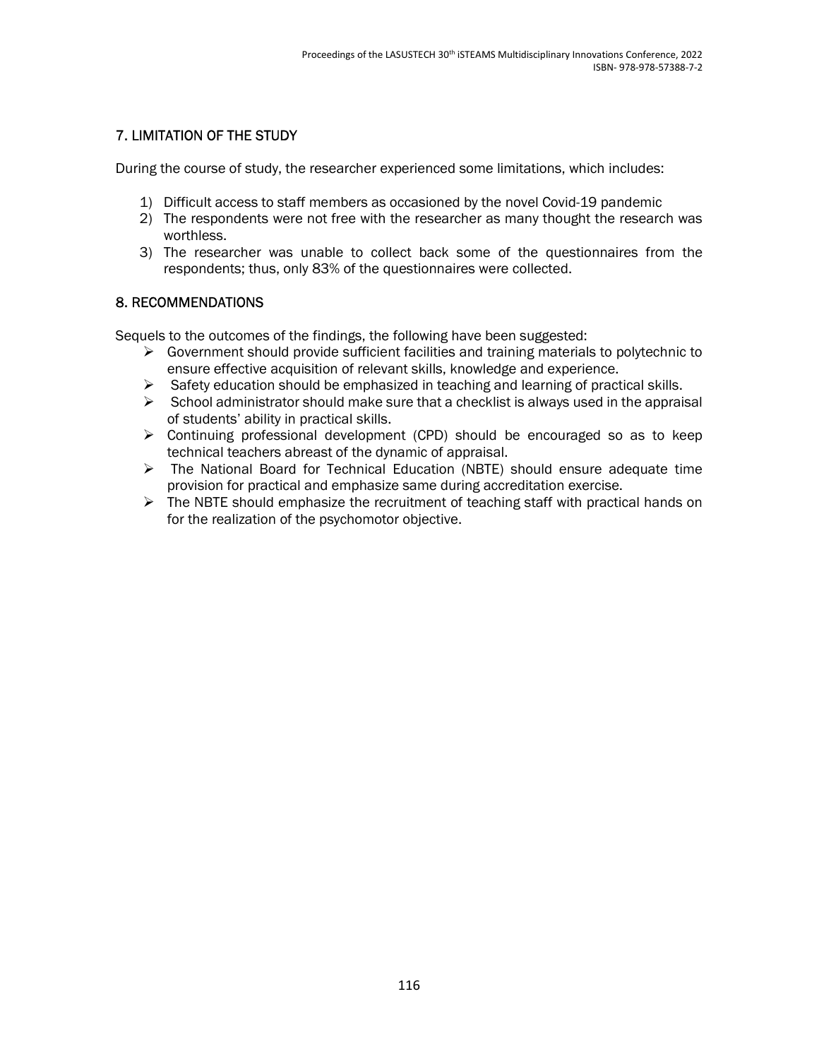## 7. LIMITATION OF THE STUDY

During the course of study, the researcher experienced some limitations, which includes:

1) Difficult access to staff members as occasioned by the novel Covid-19 pandemic
2) The respondents were not free with the researcher as many thought the research was worthless.
3) The researcher was unable to collect back some of the questionnaires from the respondents; thus, only 83% of the questionnaires were collected.

## 8. RECOMMENDATIONS

Sequels to the outcomes of the findings, the following have been suggested:

- Government should provide sufficient facilities and training materials to polytechnic to ensure effective acquisition of relevant skills, knowledge and experience.
- Safety education should be emphasized in teaching and learning of practical skills.
- School administrator should make sure that a checklist is always used in the appraisal of students' ability in practical skills.
- Continuing professional development (CPD) should be encouraged so as to keep technical teachers abreast of the dynamic of appraisal.
- The National Board for Technical Education (NBTE) should ensure adequate time provision for practical and emphasize same during accreditation exercise.
- The NBTE should emphasize the recruitment of teaching staff with practical hands on for the realization of the psychomotor objective.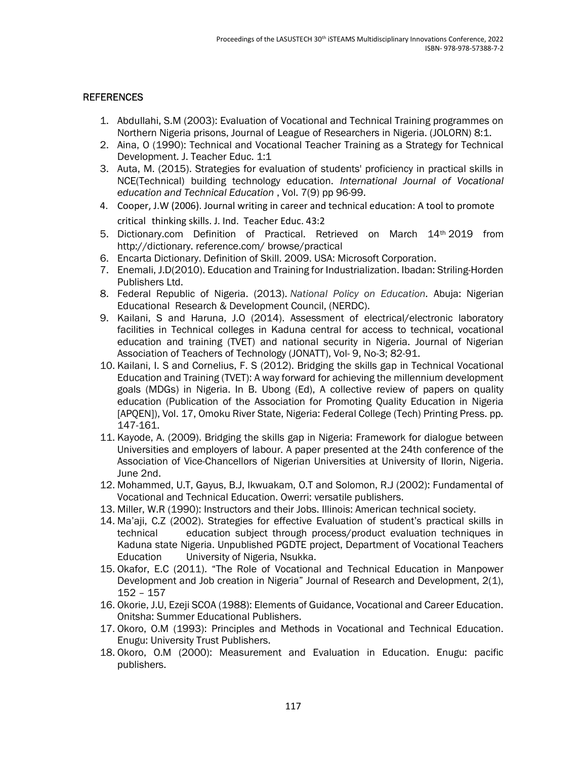## REFERENCES

1. Abdullahi, S.M (2003): Evaluation of Vocational and Technical Training programmes on Northern Nigeria prisons, Journal of League of Researchers in Nigeria. (JOLORN) 8:1.
2. Aina, O (1990): Technical and Vocational Teacher Training as a Strategy for Technical Development. J. Teacher Educ. 1:1
3. Auta, M. (2015). Strategies for evaluation of students' proficiency in practical skills in NCE(Technical) building technology education. *International Journal of Vocational education and Technical Education* , Vol. 7(9) pp 96-99.
4. Cooper, J.W (2006). Journal writing in career and technical education: A tool to promote critical thinking skills. J. Ind. Teacher Educ. 43:2
5. Dictionary.com Definition of Practical. Retrieved on March 14th 2019 from http://dictionary. reference.com/ browse/practical
6. Encarta Dictionary. Definition of Skill. 2009. USA: Microsoft Corporation.
7. Enemali, J.D(2010). Education and Training for Industrialization. Ibadan: Striling-Horden Publishers Ltd.
8. Federal Republic of Nigeria. (2013). *National Policy on Education*. Abuja: Nigerian Educational Research & Development Council, (NERDC).
9. Kailani, S and Haruna, J.O (2014). Assessment of electrical/electronic laboratory facilities in Technical colleges in Kaduna central for access to technical, vocational education and training (TVET) and national security in Nigeria. Journal of Nigerian Association of Teachers of Technology (JONATT), Vol- 9, No-3; 82-91.
10. Kailani, I. S and Cornelius, F. S (2012). Bridging the skills gap in Technical Vocational Education and Training (TVET): A way forward for achieving the millennium development goals (MDGs) in Nigeria. In B. Ubong (Ed), A collective review of papers on quality education (Publication of the Association for Promoting Quality Education in Nigeria [APQEN]), Vol. 17, Omoku River State, Nigeria: Federal College (Tech) Printing Press. pp. 147-161.
11. Kayode, A. (2009). Bridging the skills gap in Nigeria: Framework for dialogue between Universities and employers of labour. A paper presented at the 24th conference of the Association of Vice-Chancellors of Nigerian Universities at University of Ilorin, Nigeria. June 2nd.
12. Mohammed, U.T, Gayus, B.J, Ikwuakam, O.T and Solomon, R.J (2002): Fundamental of Vocational and Technical Education. Owerri: versatile publishers.
13. Miller, W.R (1990): Instructors and their Jobs. Illinois: American technical society.
14. Ma'aji, C.Z (2002). Strategies for effective Evaluation of student's practical skills in technical education subject through process/product evaluation techniques in Kaduna state Nigeria. Unpublished PGDTE project, Department of Vocational Teachers Education University of Nigeria, Nsukka.
15. Okafor, E.C (2011). "The Role of Vocational and Technical Education in Manpower Development and Job creation in Nigeria" Journal of Research and Development, 2(1), 152 – 157
16. Okorie, J.U, Ezeji SCOA (1988): Elements of Guidance, Vocational and Career Education. Onitsha: Summer Educational Publishers.
17. Okoro, O.M (1993): Principles and Methods in Vocational and Technical Education. Enugu: University Trust Publishers.
18. Okoro, O.M (2000): Measurement and Evaluation in Education. Enugu: pacific publishers.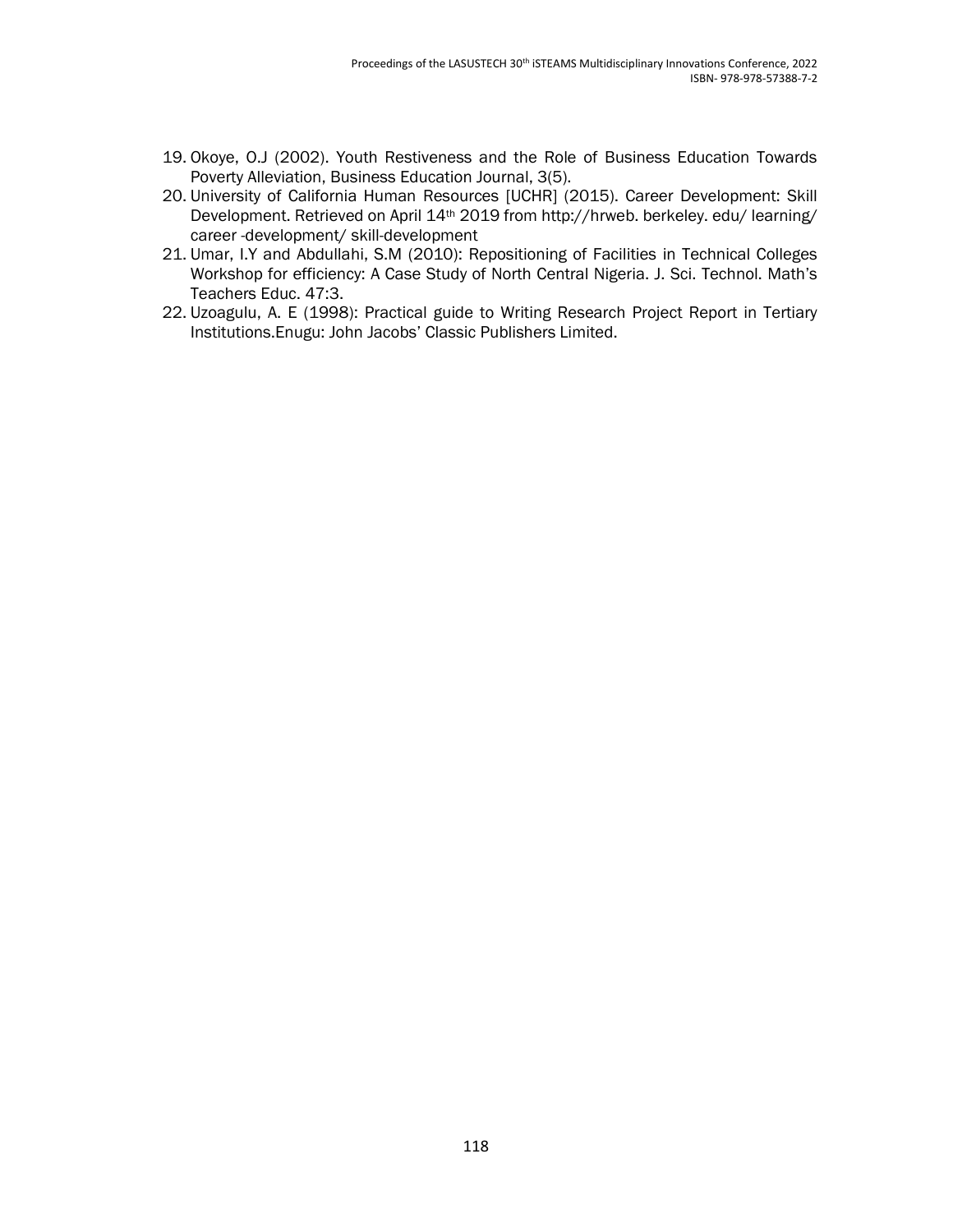19. Okoye, O.J (2002). Youth Restiveness and the Role of Business Education Towards Poverty Alleviation, Business Education Journal, 3(5).
20. University of California Human Resources [UCHR] (2015). Career Development: Skill Development. Retrieved on April 14th 2019 from http://hrweb. berkeley. edu/ learning/ career -development/ skill-development
21. Umar, I.Y and Abdullahi, S.M (2010): Repositioning of Facilities in Technical Colleges Workshop for efficiency: A Case Study of North Central Nigeria. J. Sci. Technol. Math's Teachers Educ. 47:3.
22. Uzoagulu, A. E (1998): Practical guide to Writing Research Project Report in Tertiary Institutions.Enugu: John Jacobs' Classic Publishers Limited.